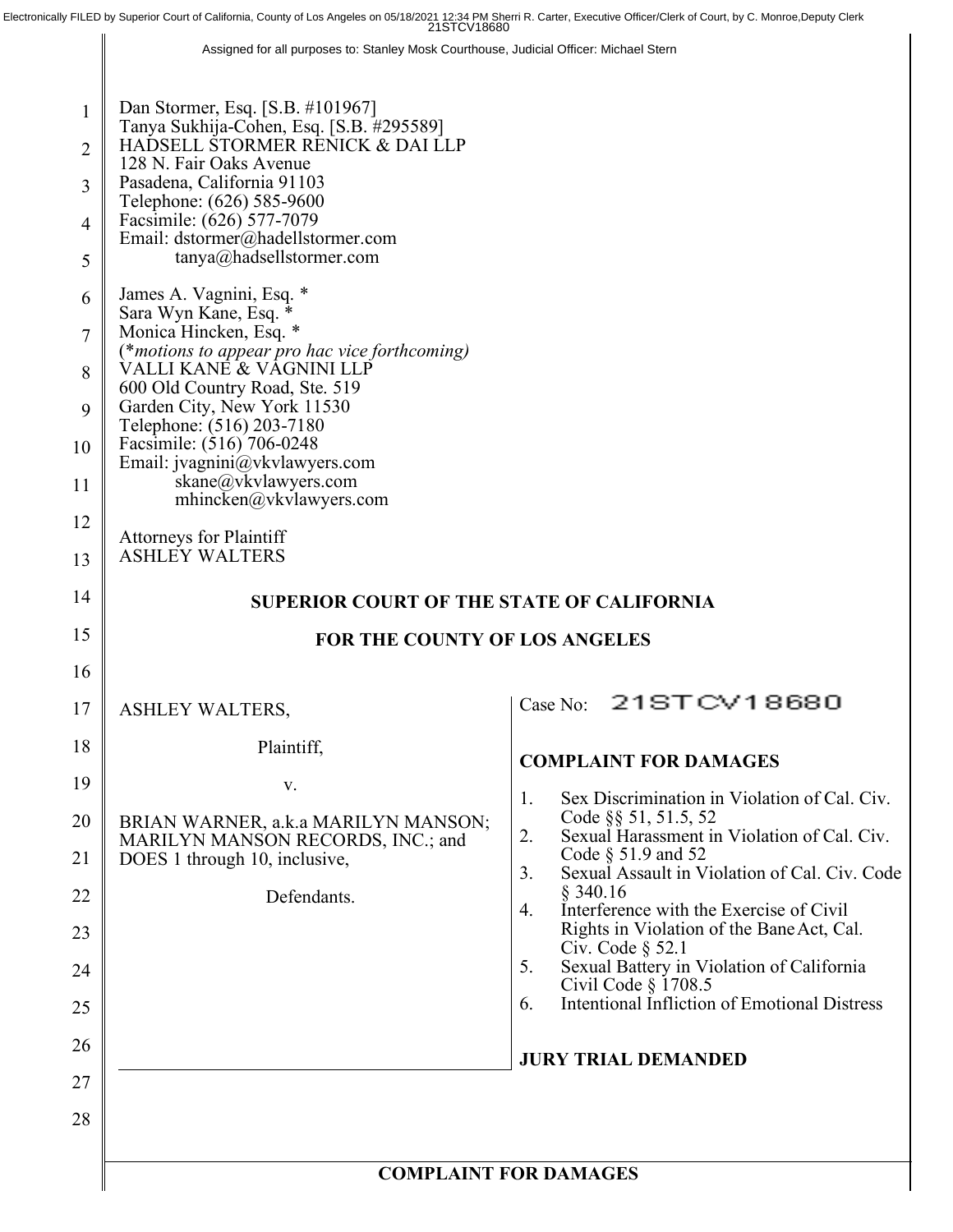Electronically FILED by Superior Court of California, County of Los Angeles on 05/18/2021 12:34 PM Sherri R. Carter, Executive Officer/Clerk of Court, by C. Monroe,Deputy Clerk
21STCV18680

Assigned for all purposes to: Stanley Mosk Courthouse, Judicial Officer: Michael Stern

Dan Stormer, Esq. [S.B. #101967]
Tanya Sukhija-Cohen, Esq. [S.B. #295589]
HADSELL STORMER RENICK & DAI LLP
128 N. Fair Oaks Avenue
Pasadena, California 91103
Telephone: (626) 585-9600
Facsimile: (626) 577-7079
Email: dstormer@hadellstormer.com
tanya@hadsellstormer.com

James A. Vagnini, Esq. *
Sara Wyn Kane, Esq. *
Monica Hincken, Esq. *
(*motions to appear pro hac vice forthcoming)*
VALLI KANE & VAGNINI LLP
600 Old Country Road, Ste. 519
Garden City, New York 11530
Telephone: (516) 203-7180
Facsimile: (516) 706-0248
Email: jvagnini@vkvlawyers.com
skane@vkvlawyers.com
mhincken@vkvlawyers.com

Attorneys for Plaintiff
ASHLEY WALTERS

**SUPERIOR COURT OF THE STATE OF CALIFORNIA**

**FOR THE COUNTY OF LOS ANGELES**

ASHLEY WALTERS,

Plaintiff,

v.

BRIAN WARNER, a.k.a MARILYN MANSON; MARILYN MANSON RECORDS, INC.; and DOES 1 through 10, inclusive,

Defendants.

Case No: 21STCV18680

**COMPLAINT FOR DAMAGES**

1. Sex Discrimination in Violation of Cal. Civ. Code §§ 51, 51.5, 52
2. Sexual Harassment in Violation of Cal. Civ. Code § 51.9 and 52
3. Sexual Assault in Violation of Cal. Civ. Code § 340.16
4. Interference with the Exercise of Civil Rights in Violation of the Bane Act, Cal. Civ. Code § 52.1
5. Sexual Battery in Violation of California Civil Code § 1708.5
6. Intentional Infliction of Emotional Distress

**JURY TRIAL DEMANDED**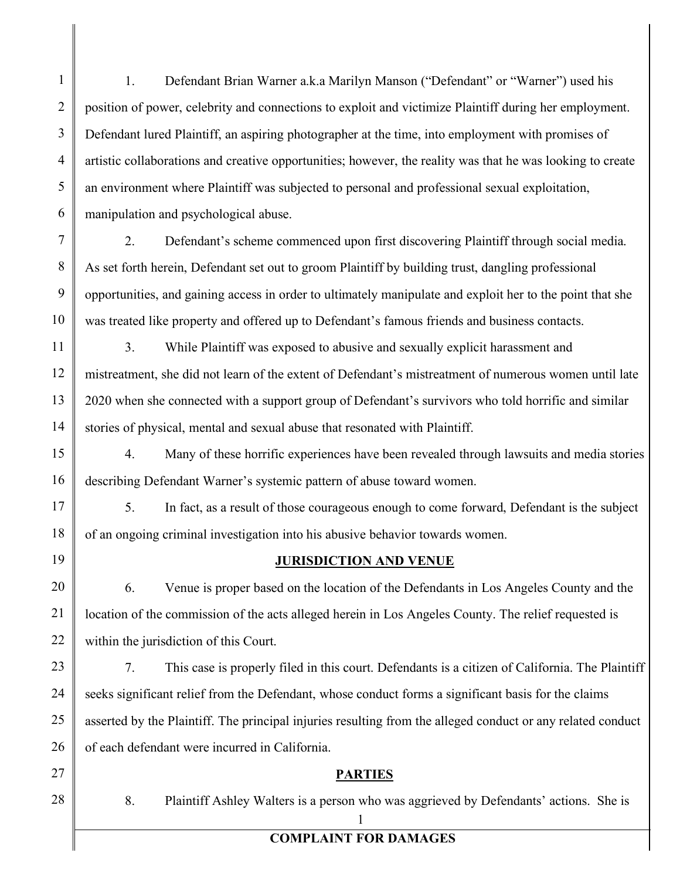1. Defendant Brian Warner a.k.a Marilyn Manson ("Defendant" or "Warner") used his position of power, celebrity and connections to exploit and victimize Plaintiff during her employment. Defendant lured Plaintiff, an aspiring photographer at the time, into employment with promises of artistic collaborations and creative opportunities; however, the reality was that he was looking to create an environment where Plaintiff was subjected to personal and professional sexual exploitation, manipulation and psychological abuse.

2. Defendant's scheme commenced upon first discovering Plaintiff through social media. As set forth herein, Defendant set out to groom Plaintiff by building trust, dangling professional opportunities, and gaining access in order to ultimately manipulate and exploit her to the point that she was treated like property and offered up to Defendant's famous friends and business contacts.

3. While Plaintiff was exposed to abusive and sexually explicit harassment and mistreatment, she did not learn of the extent of Defendant's mistreatment of numerous women until late 2020 when she connected with a support group of Defendant's survivors who told horrific and similar stories of physical, mental and sexual abuse that resonated with Plaintiff.

4. Many of these horrific experiences have been revealed through lawsuits and media stories describing Defendant Warner's systemic pattern of abuse toward women.

5. In fact, as a result of those courageous enough to come forward, Defendant is the subject of an ongoing criminal investigation into his abusive behavior towards women.

## JURISDICTION AND VENUE

6. Venue is proper based on the location of the Defendants in Los Angeles County and the location of the commission of the acts alleged herein in Los Angeles County. The relief requested is within the jurisdiction of this Court.

7. This case is properly filed in this court. Defendants is a citizen of California. The Plaintiff seeks significant relief from the Defendant, whose conduct forms a significant basis for the claims asserted by the Plaintiff. The principal injuries resulting from the alleged conduct or any related conduct of each defendant were incurred in California.

## PARTIES

8. Plaintiff Ashley Walters is a person who was aggrieved by Defendants' actions. She is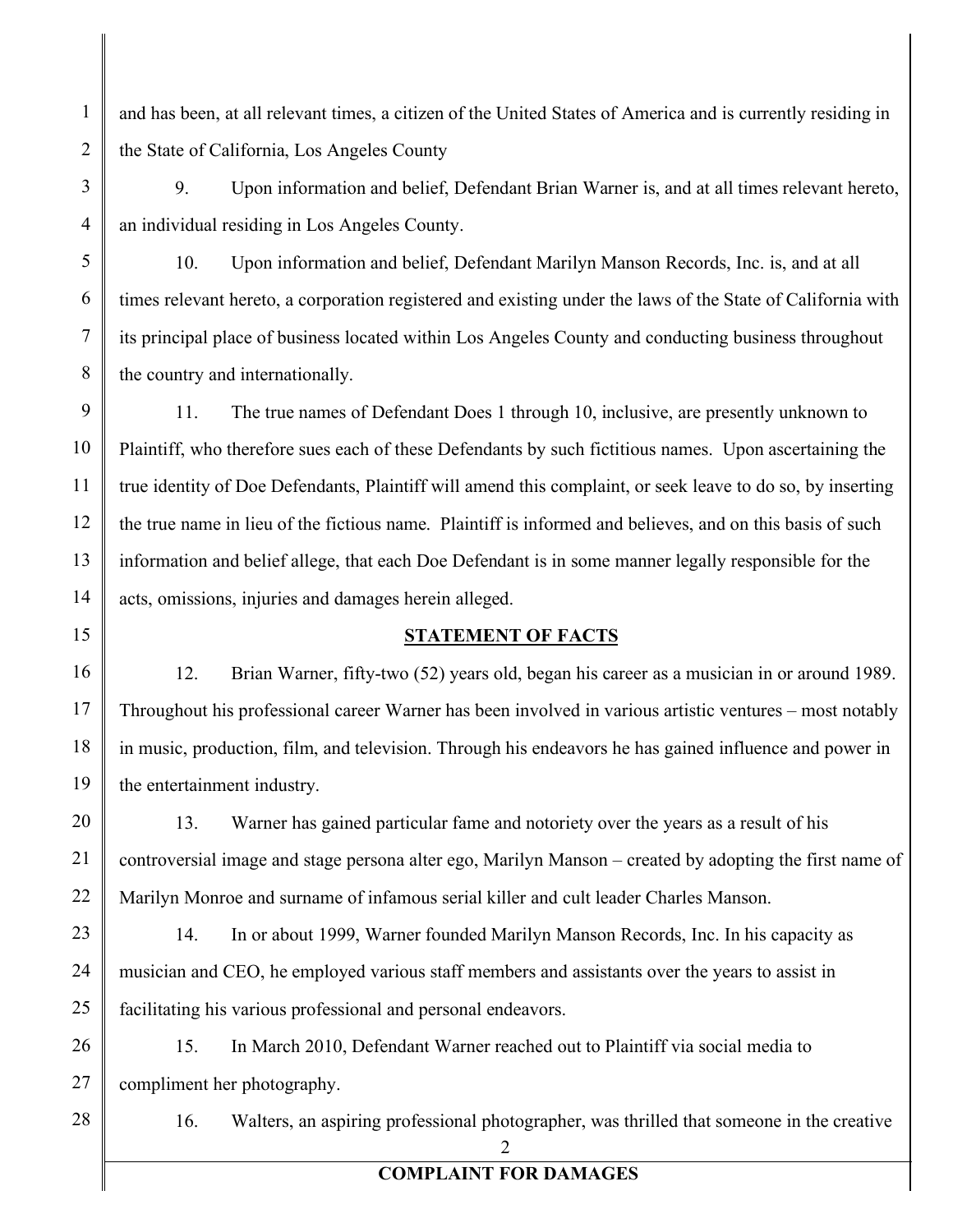and has been, at all relevant times, a citizen of the United States of America and is currently residing in the State of California, Los Angeles County

9. Upon information and belief, Defendant Brian Warner is, and at all times relevant hereto, an individual residing in Los Angeles County.

10. Upon information and belief, Defendant Marilyn Manson Records, Inc. is, and at all times relevant hereto, a corporation registered and existing under the laws of the State of California with its principal place of business located within Los Angeles County and conducting business throughout the country and internationally.

11. The true names of Defendant Does 1 through 10, inclusive, are presently unknown to Plaintiff, who therefore sues each of these Defendants by such fictitious names. Upon ascertaining the true identity of Doe Defendants, Plaintiff will amend this complaint, or seek leave to do so, by inserting the true name in lieu of the fictious name. Plaintiff is informed and believes, and on this basis of such information and belief allege, that each Doe Defendant is in some manner legally responsible for the acts, omissions, injuries and damages herein alleged.

## STATEMENT OF FACTS

12. Brian Warner, fifty-two (52) years old, began his career as a musician in or around 1989. Throughout his professional career Warner has been involved in various artistic ventures – most notably in music, production, film, and television. Through his endeavors he has gained influence and power in the entertainment industry.

13. Warner has gained particular fame and notoriety over the years as a result of his controversial image and stage persona alter ego, Marilyn Manson – created by adopting the first name of Marilyn Monroe and surname of infamous serial killer and cult leader Charles Manson.

14. In or about 1999, Warner founded Marilyn Manson Records, Inc. In his capacity as musician and CEO, he employed various staff members and assistants over the years to assist in facilitating his various professional and personal endeavors.

15. In March 2010, Defendant Warner reached out to Plaintiff via social media to compliment her photography.

16. Walters, an aspiring professional photographer, was thrilled that someone in the creative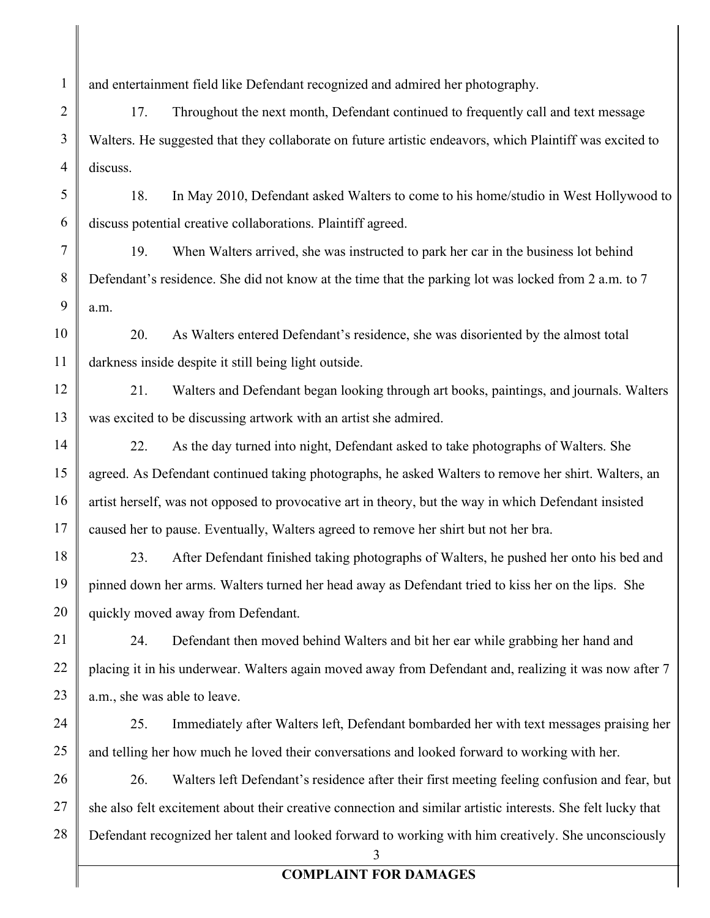and entertainment field like Defendant recognized and admired her photography.

17. Throughout the next month, Defendant continued to frequently call and text message Walters. He suggested that they collaborate on future artistic endeavors, which Plaintiff was excited to discuss.

18. In May 2010, Defendant asked Walters to come to his home/studio in West Hollywood to discuss potential creative collaborations. Plaintiff agreed.

19. When Walters arrived, she was instructed to park her car in the business lot behind Defendant's residence. She did not know at the time that the parking lot was locked from 2 a.m. to 7 a.m.

20. As Walters entered Defendant's residence, she was disoriented by the almost total darkness inside despite it still being light outside.

21. Walters and Defendant began looking through art books, paintings, and journals. Walters was excited to be discussing artwork with an artist she admired.

22. As the day turned into night, Defendant asked to take photographs of Walters. She agreed. As Defendant continued taking photographs, he asked Walters to remove her shirt. Walters, an artist herself, was not opposed to provocative art in theory, but the way in which Defendant insisted caused her to pause. Eventually, Walters agreed to remove her shirt but not her bra.

23. After Defendant finished taking photographs of Walters, he pushed her onto his bed and pinned down her arms. Walters turned her head away as Defendant tried to kiss her on the lips. She quickly moved away from Defendant.

24. Defendant then moved behind Walters and bit her ear while grabbing her hand and placing it in his underwear. Walters again moved away from Defendant and, realizing it was now after 7 a.m., she was able to leave.

25. Immediately after Walters left, Defendant bombarded her with text messages praising her and telling her how much he loved their conversations and looked forward to working with her.

26. Walters left Defendant's residence after their first meeting feeling confusion and fear, but she also felt excitement about their creative connection and similar artistic interests. She felt lucky that Defendant recognized her talent and looked forward to working with him creatively. She unconsciously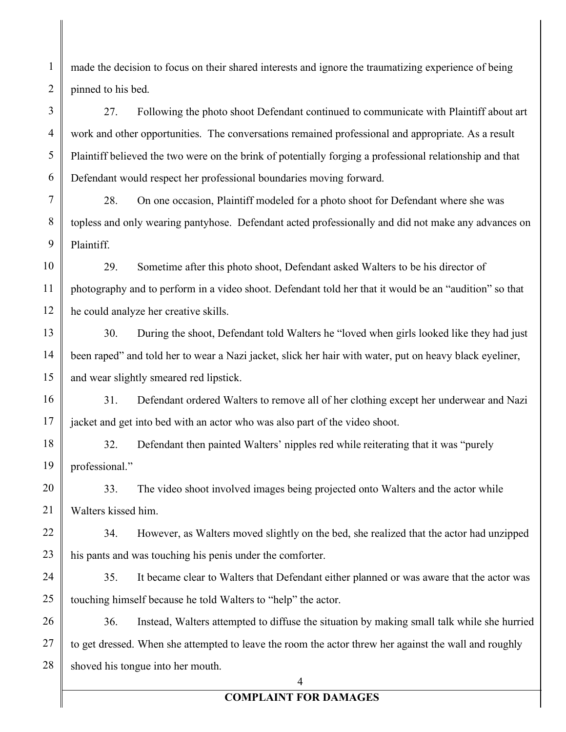made the decision to focus on their shared interests and ignore the traumatizing experience of being pinned to his bed.

27. Following the photo shoot Defendant continued to communicate with Plaintiff about art work and other opportunities. The conversations remained professional and appropriate. As a result Plaintiff believed the two were on the brink of potentially forging a professional relationship and that Defendant would respect her professional boundaries moving forward.

28. On one occasion, Plaintiff modeled for a photo shoot for Defendant where she was topless and only wearing pantyhose. Defendant acted professionally and did not make any advances on Plaintiff.

29. Sometime after this photo shoot, Defendant asked Walters to be his director of photography and to perform in a video shoot. Defendant told her that it would be an "audition" so that he could analyze her creative skills.

30. During the shoot, Defendant told Walters he "loved when girls looked like they had just been raped" and told her to wear a Nazi jacket, slick her hair with water, put on heavy black eyeliner, and wear slightly smeared red lipstick.

31. Defendant ordered Walters to remove all of her clothing except her underwear and Nazi jacket and get into bed with an actor who was also part of the video shoot.

32. Defendant then painted Walters' nipples red while reiterating that it was "purely professional."

33. The video shoot involved images being projected onto Walters and the actor while Walters kissed him.

34. However, as Walters moved slightly on the bed, she realized that the actor had unzipped his pants and was touching his penis under the comforter.

35. It became clear to Walters that Defendant either planned or was aware that the actor was touching himself because he told Walters to "help" the actor.

36. Instead, Walters attempted to diffuse the situation by making small talk while she hurried to get dressed. When she attempted to leave the room the actor threw her against the wall and roughly shoved his tongue into her mouth.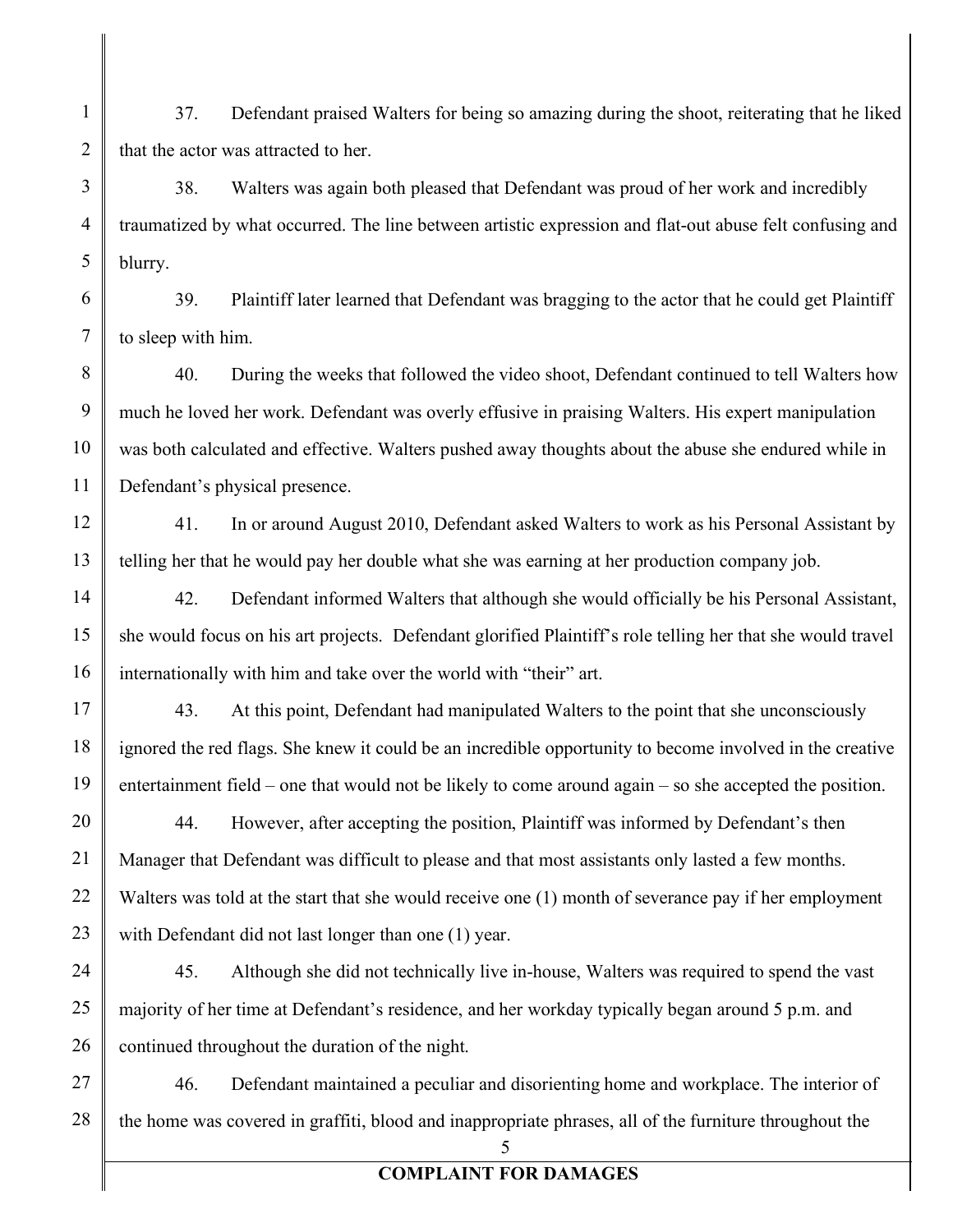37. Defendant praised Walters for being so amazing during the shoot, reiterating that he liked that the actor was attracted to her.

38. Walters was again both pleased that Defendant was proud of her work and incredibly traumatized by what occurred. The line between artistic expression and flat-out abuse felt confusing and blurry.

39. Plaintiff later learned that Defendant was bragging to the actor that he could get Plaintiff to sleep with him.

40. During the weeks that followed the video shoot, Defendant continued to tell Walters how much he loved her work. Defendant was overly effusive in praising Walters. His expert manipulation was both calculated and effective. Walters pushed away thoughts about the abuse she endured while in Defendant's physical presence.

41. In or around August 2010, Defendant asked Walters to work as his Personal Assistant by telling her that he would pay her double what she was earning at her production company job.

42. Defendant informed Walters that although she would officially be his Personal Assistant, she would focus on his art projects. Defendant glorified Plaintiff's role telling her that she would travel internationally with him and take over the world with "their" art.

43. At this point, Defendant had manipulated Walters to the point that she unconsciously ignored the red flags. She knew it could be an incredible opportunity to become involved in the creative entertainment field – one that would not be likely to come around again – so she accepted the position.

44. However, after accepting the position, Plaintiff was informed by Defendant's then Manager that Defendant was difficult to please and that most assistants only lasted a few months. Walters was told at the start that she would receive one (1) month of severance pay if her employment with Defendant did not last longer than one (1) year.

45. Although she did not technically live in-house, Walters was required to spend the vast majority of her time at Defendant's residence, and her workday typically began around 5 p.m. and continued throughout the duration of the night.

46. Defendant maintained a peculiar and disorienting home and workplace. The interior of the home was covered in graffiti, blood and inappropriate phrases, all of the furniture throughout the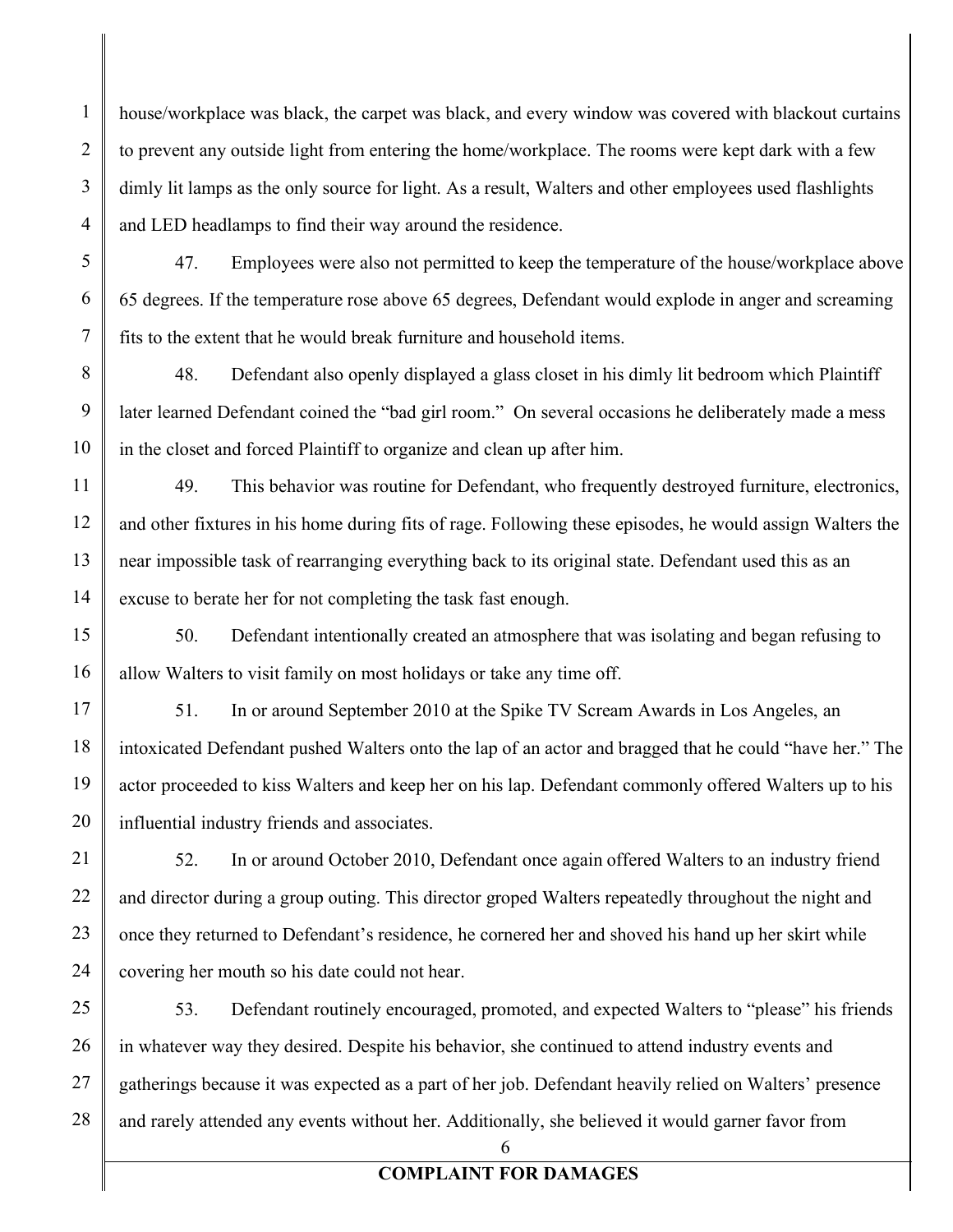house/workplace was black, the carpet was black, and every window was covered with blackout curtains to prevent any outside light from entering the home/workplace. The rooms were kept dark with a few dimly lit lamps as the only source for light. As a result, Walters and other employees used flashlights and LED headlamps to find their way around the residence.

47. Employees were also not permitted to keep the temperature of the house/workplace above 65 degrees. If the temperature rose above 65 degrees, Defendant would explode in anger and screaming fits to the extent that he would break furniture and household items.

48. Defendant also openly displayed a glass closet in his dimly lit bedroom which Plaintiff later learned Defendant coined the "bad girl room." On several occasions he deliberately made a mess in the closet and forced Plaintiff to organize and clean up after him.

49. This behavior was routine for Defendant, who frequently destroyed furniture, electronics, and other fixtures in his home during fits of rage. Following these episodes, he would assign Walters the near impossible task of rearranging everything back to its original state. Defendant used this as an excuse to berate her for not completing the task fast enough.

50. Defendant intentionally created an atmosphere that was isolating and began refusing to allow Walters to visit family on most holidays or take any time off.

51. In or around September 2010 at the Spike TV Scream Awards in Los Angeles, an intoxicated Defendant pushed Walters onto the lap of an actor and bragged that he could "have her." The actor proceeded to kiss Walters and keep her on his lap. Defendant commonly offered Walters up to his influential industry friends and associates.

52. In or around October 2010, Defendant once again offered Walters to an industry friend and director during a group outing. This director groped Walters repeatedly throughout the night and once they returned to Defendant's residence, he cornered her and shoved his hand up her skirt while covering her mouth so his date could not hear.

53. Defendant routinely encouraged, promoted, and expected Walters to "please" his friends in whatever way they desired. Despite his behavior, she continued to attend industry events and gatherings because it was expected as a part of her job. Defendant heavily relied on Walters' presence and rarely attended any events without her. Additionally, she believed it would garner favor from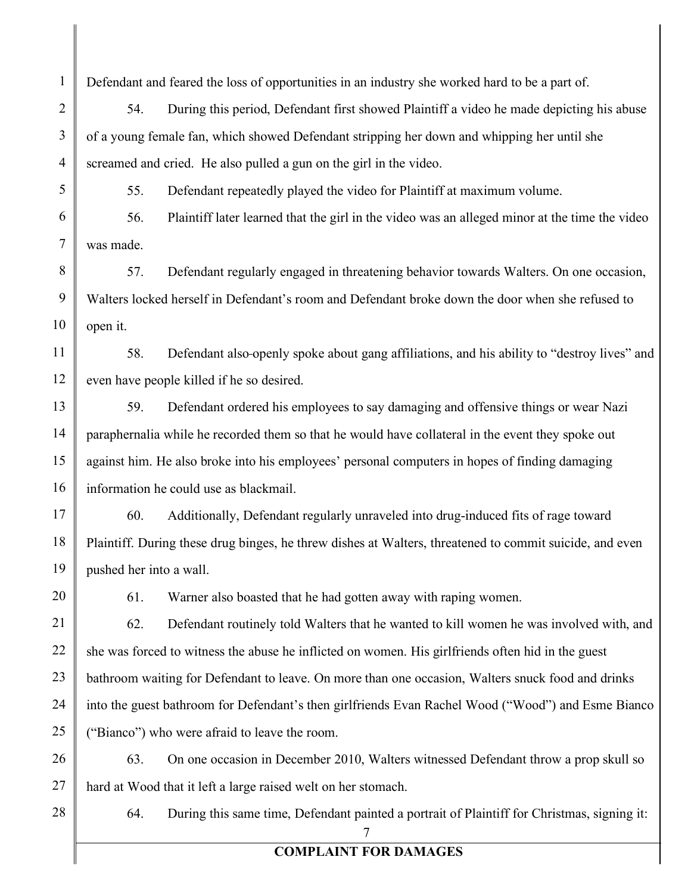Defendant and feared the loss of opportunities in an industry she worked hard to be a part of.

54. During this period, Defendant first showed Plaintiff a video he made depicting his abuse of a young female fan, which showed Defendant stripping her down and whipping her until she screamed and cried. He also pulled a gun on the girl in the video.

55. Defendant repeatedly played the video for Plaintiff at maximum volume.

56. Plaintiff later learned that the girl in the video was an alleged minor at the time the video was made.

57. Defendant regularly engaged in threatening behavior towards Walters. On one occasion, Walters locked herself in Defendant's room and Defendant broke down the door when she refused to open it.

58. Defendant also-openly spoke about gang affiliations, and his ability to "destroy lives" and even have people killed if he so desired.

59. Defendant ordered his employees to say damaging and offensive things or wear Nazi paraphernalia while he recorded them so that he would have collateral in the event they spoke out against him. He also broke into his employees' personal computers in hopes of finding damaging information he could use as blackmail.

60. Additionally, Defendant regularly unraveled into drug-induced fits of rage toward Plaintiff. During these drug binges, he threw dishes at Walters, threatened to commit suicide, and even pushed her into a wall.

61. Warner also boasted that he had gotten away with raping women.

62. Defendant routinely told Walters that he wanted to kill women he was involved with, and she was forced to witness the abuse he inflicted on women. His girlfriends often hid in the guest bathroom waiting for Defendant to leave. On more than one occasion, Walters snuck food and drinks into the guest bathroom for Defendant's then girlfriends Evan Rachel Wood ("Wood") and Esme Bianco ("Bianco") who were afraid to leave the room.

63. On one occasion in December 2010, Walters witnessed Defendant throw a prop skull so hard at Wood that it left a large raised welt on her stomach.

64. During this same time, Defendant painted a portrait of Plaintiff for Christmas, signing it: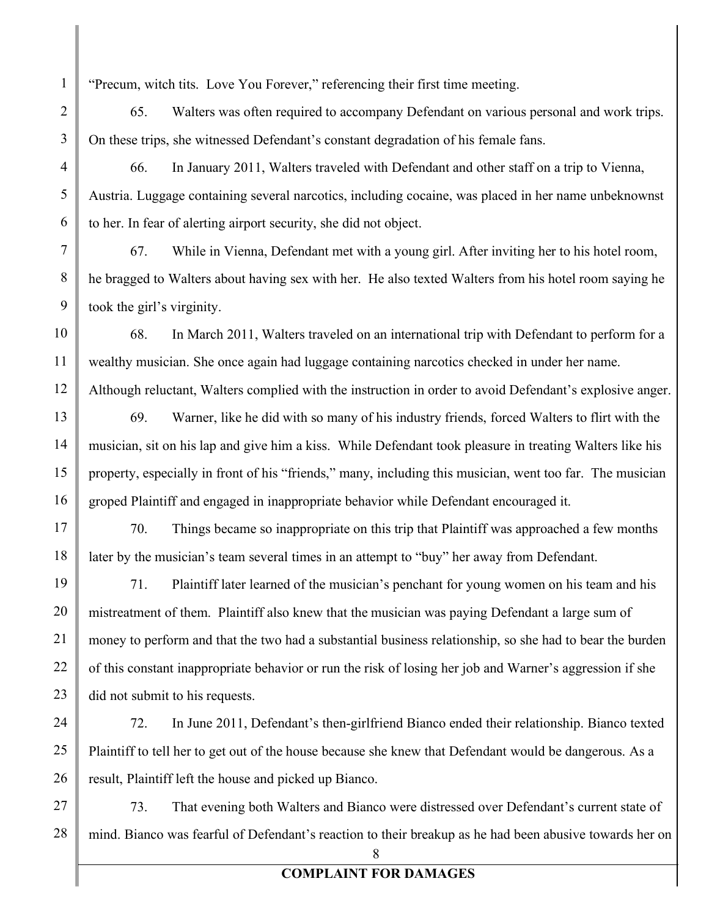"Precum, witch tits.  Love You Forever," referencing their first time meeting.

65. Walters was often required to accompany Defendant on various personal and work trips. On these trips, she witnessed Defendant's constant degradation of his female fans.

66. In January 2011, Walters traveled with Defendant and other staff on a trip to Vienna, Austria. Luggage containing several narcotics, including cocaine, was placed in her name unbeknownst to her. In fear of alerting airport security, she did not object.

67. While in Vienna, Defendant met with a young girl. After inviting her to his hotel room, he bragged to Walters about having sex with her.  He also texted Walters from his hotel room saying he took the girl's virginity.

68. In March 2011, Walters traveled on an international trip with Defendant to perform for a wealthy musician. She once again had luggage containing narcotics checked in under her name. Although reluctant, Walters complied with the instruction in order to avoid Defendant's explosive anger.

69. Warner, like he did with so many of his industry friends, forced Walters to flirt with the musician, sit on his lap and give him a kiss.  While Defendant took pleasure in treating Walters like his property, especially in front of his "friends," many, including this musician, went too far.  The musician groped Plaintiff and engaged in inappropriate behavior while Defendant encouraged it.

70. Things became so inappropriate on this trip that Plaintiff was approached a few months later by the musician's team several times in an attempt to "buy" her away from Defendant.

71. Plaintiff later learned of the musician's penchant for young women on his team and his mistreatment of them.  Plaintiff also knew that the musician was paying Defendant a large sum of money to perform and that the two had a substantial business relationship, so she had to bear the burden of this constant inappropriate behavior or run the risk of losing her job and Warner's aggression if she did not submit to his requests.

72. In June 2011, Defendant's then-girlfriend Bianco ended their relationship. Bianco texted Plaintiff to tell her to get out of the house because she knew that Defendant would be dangerous. As a result, Plaintiff left the house and picked up Bianco.

73. That evening both Walters and Bianco were distressed over Defendant's current state of mind. Bianco was fearful of Defendant's reaction to their breakup as he had been abusive towards her on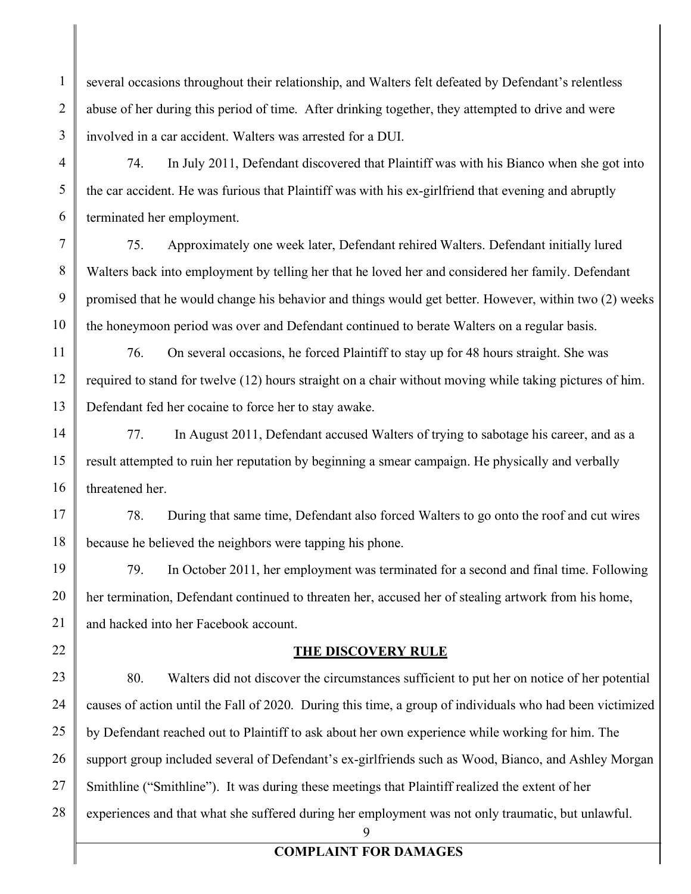several occasions throughout their relationship, and Walters felt defeated by Defendant's relentless abuse of her during this period of time. After drinking together, they attempted to drive and were involved in a car accident. Walters was arrested for a DUI.

74. In July 2011, Defendant discovered that Plaintiff was with his Bianco when she got into the car accident. He was furious that Plaintiff was with his ex-girlfriend that evening and abruptly terminated her employment.

75. Approximately one week later, Defendant rehired Walters. Defendant initially lured Walters back into employment by telling her that he loved her and considered her family. Defendant promised that he would change his behavior and things would get better. However, within two (2) weeks the honeymoon period was over and Defendant continued to berate Walters on a regular basis.

76. On several occasions, he forced Plaintiff to stay up for 48 hours straight. She was required to stand for twelve (12) hours straight on a chair without moving while taking pictures of him. Defendant fed her cocaine to force her to stay awake.

77. In August 2011, Defendant accused Walters of trying to sabotage his career, and as a result attempted to ruin her reputation by beginning a smear campaign. He physically and verbally threatened her.

78. During that same time, Defendant also forced Walters to go onto the roof and cut wires because he believed the neighbors were tapping his phone.

79. In October 2011, her employment was terminated for a second and final time. Following her termination, Defendant continued to threaten her, accused her of stealing artwork from his home, and hacked into her Facebook account.

## THE DISCOVERY RULE

80. Walters did not discover the circumstances sufficient to put her on notice of her potential causes of action until the Fall of 2020. During this time, a group of individuals who had been victimized by Defendant reached out to Plaintiff to ask about her own experience while working for him. The support group included several of Defendant's ex-girlfriends such as Wood, Bianco, and Ashley Morgan Smithline ("Smithline"). It was during these meetings that Plaintiff realized the extent of her experiences and that what she suffered during her employment was not only traumatic, but unlawful.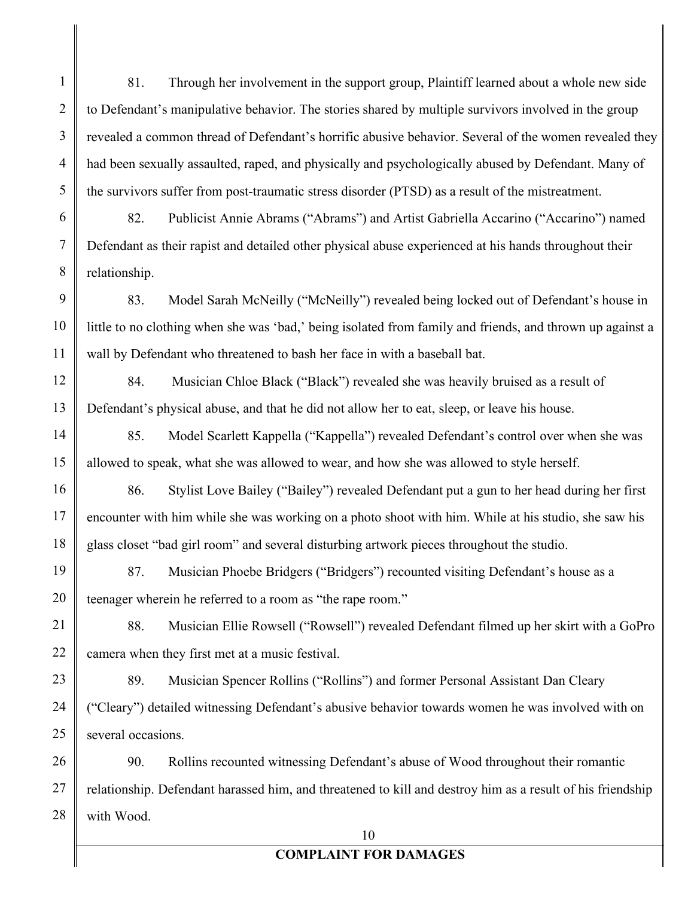81. Through her involvement in the support group, Plaintiff learned about a whole new side to Defendant's manipulative behavior. The stories shared by multiple survivors involved in the group revealed a common thread of Defendant's horrific abusive behavior. Several of the women revealed they had been sexually assaulted, raped, and physically and psychologically abused by Defendant. Many of the survivors suffer from post-traumatic stress disorder (PTSD) as a result of the mistreatment.

82. Publicist Annie Abrams ("Abrams") and Artist Gabriella Accarino ("Accarino") named Defendant as their rapist and detailed other physical abuse experienced at his hands throughout their relationship.

83. Model Sarah McNeilly ("McNeilly") revealed being locked out of Defendant's house in little to no clothing when she was 'bad,' being isolated from family and friends, and thrown up against a wall by Defendant who threatened to bash her face in with a baseball bat.

84. Musician Chloe Black ("Black") revealed she was heavily bruised as a result of Defendant's physical abuse, and that he did not allow her to eat, sleep, or leave his house.

85. Model Scarlett Kappella ("Kappella") revealed Defendant's control over when she was allowed to speak, what she was allowed to wear, and how she was allowed to style herself.

86. Stylist Love Bailey ("Bailey") revealed Defendant put a gun to her head during her first encounter with him while she was working on a photo shoot with him. While at his studio, she saw his glass closet "bad girl room" and several disturbing artwork pieces throughout the studio.

87. Musician Phoebe Bridgers ("Bridgers") recounted visiting Defendant's house as a teenager wherein he referred to a room as "the rape room."

88. Musician Ellie Rowsell ("Rowsell") revealed Defendant filmed up her skirt with a GoPro camera when they first met at a music festival.

89. Musician Spencer Rollins ("Rollins") and former Personal Assistant Dan Cleary ("Cleary") detailed witnessing Defendant's abusive behavior towards women he was involved with on several occasions.

90. Rollins recounted witnessing Defendant's abuse of Wood throughout their romantic relationship. Defendant harassed him, and threatened to kill and destroy him as a result of his friendship with Wood.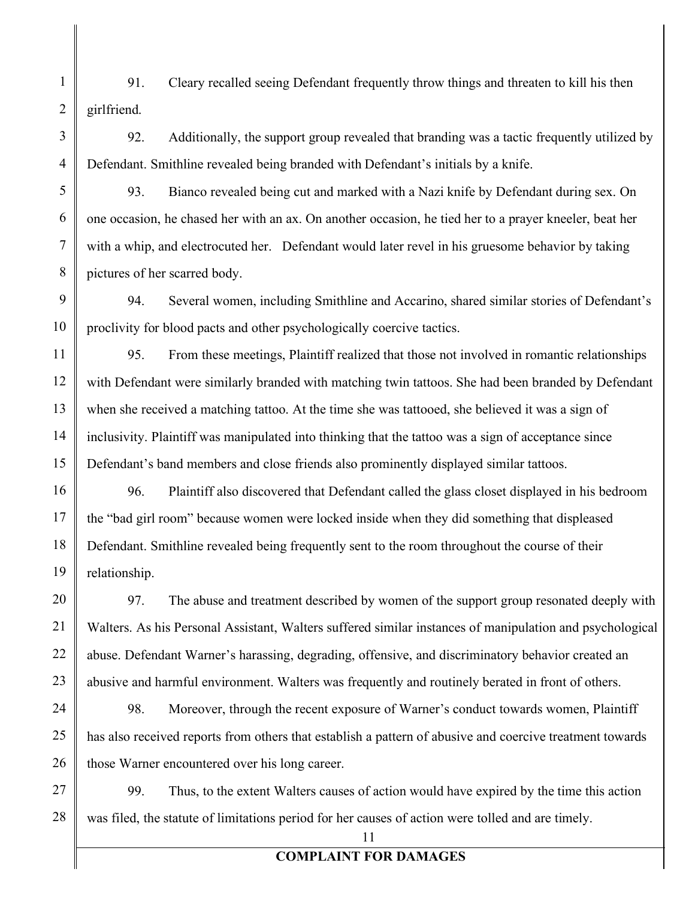91. Cleary recalled seeing Defendant frequently throw things and threaten to kill his then girlfriend.

92. Additionally, the support group revealed that branding was a tactic frequently utilized by Defendant. Smithline revealed being branded with Defendant's initials by a knife.

93. Bianco revealed being cut and marked with a Nazi knife by Defendant during sex. On one occasion, he chased her with an ax. On another occasion, he tied her to a prayer kneeler, beat her with a whip, and electrocuted her. Defendant would later revel in his gruesome behavior by taking pictures of her scarred body.

94. Several women, including Smithline and Accarino, shared similar stories of Defendant's proclivity for blood pacts and other psychologically coercive tactics.

95. From these meetings, Plaintiff realized that those not involved in romantic relationships with Defendant were similarly branded with matching twin tattoos. She had been branded by Defendant when she received a matching tattoo. At the time she was tattooed, she believed it was a sign of inclusivity. Plaintiff was manipulated into thinking that the tattoo was a sign of acceptance since Defendant's band members and close friends also prominently displayed similar tattoos.

96. Plaintiff also discovered that Defendant called the glass closet displayed in his bedroom the "bad girl room" because women were locked inside when they did something that displeased Defendant. Smithline revealed being frequently sent to the room throughout the course of their relationship.

97. The abuse and treatment described by women of the support group resonated deeply with Walters. As his Personal Assistant, Walters suffered similar instances of manipulation and psychological abuse. Defendant Warner's harassing, degrading, offensive, and discriminatory behavior created an abusive and harmful environment. Walters was frequently and routinely berated in front of others.

98. Moreover, through the recent exposure of Warner's conduct towards women, Plaintiff has also received reports from others that establish a pattern of abusive and coercive treatment towards those Warner encountered over his long career.

99. Thus, to the extent Walters causes of action would have expired by the time this action was filed, the statute of limitations period for her causes of action were tolled and are timely.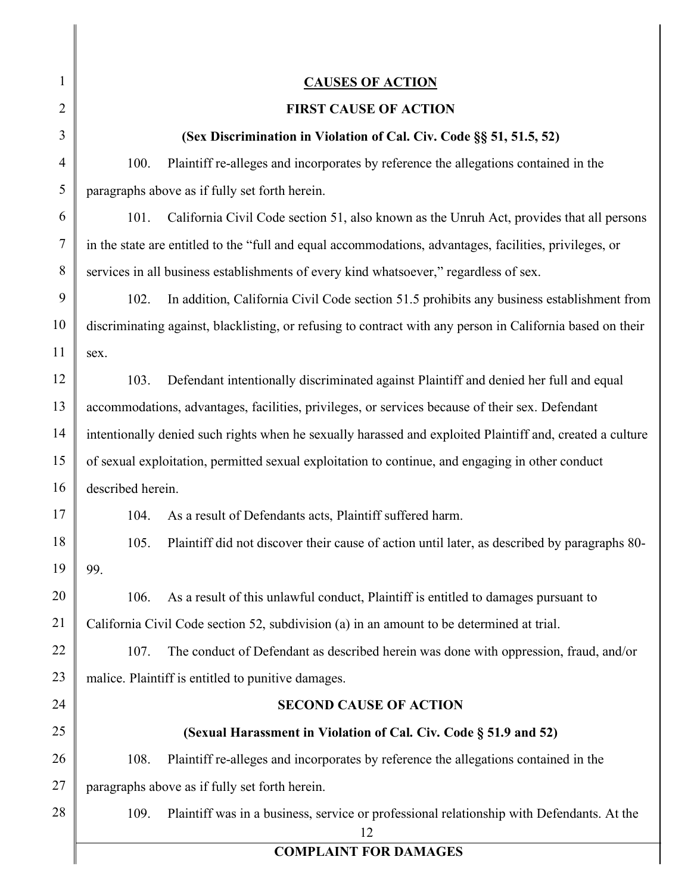## CAUSES OF ACTION

### FIRST CAUSE OF ACTION

### (Sex Discrimination in Violation of Cal. Civ. Code §§ 51, 51.5, 52)

100. Plaintiff re-alleges and incorporates by reference the allegations contained in the paragraphs above as if fully set forth herein.

101. California Civil Code section 51, also known as the Unruh Act, provides that all persons in the state are entitled to the "full and equal accommodations, advantages, facilities, privileges, or services in all business establishments of every kind whatsoever," regardless of sex.

102. In addition, California Civil Code section 51.5 prohibits any business establishment from discriminating against, blacklisting, or refusing to contract with any person in California based on their sex.

103. Defendant intentionally discriminated against Plaintiff and denied her full and equal accommodations, advantages, facilities, privileges, or services because of their sex. Defendant intentionally denied such rights when he sexually harassed and exploited Plaintiff and, created a culture of sexual exploitation, permitted sexual exploitation to continue, and engaging in other conduct described herein.

104. As a result of Defendants acts, Plaintiff suffered harm.

105. Plaintiff did not discover their cause of action until later, as described by paragraphs 80-99.

106. As a result of this unlawful conduct, Plaintiff is entitled to damages pursuant to California Civil Code section 52, subdivision (a) in an amount to be determined at trial.

107. The conduct of Defendant as described herein was done with oppression, fraud, and/or malice. Plaintiff is entitled to punitive damages.

### SECOND CAUSE OF ACTION

### (Sexual Harassment in Violation of Cal. Civ. Code § 51.9 and 52)

108. Plaintiff re-alleges and incorporates by reference the allegations contained in the paragraphs above as if fully set forth herein.

109. Plaintiff was in a business, service or professional relationship with Defendants. At the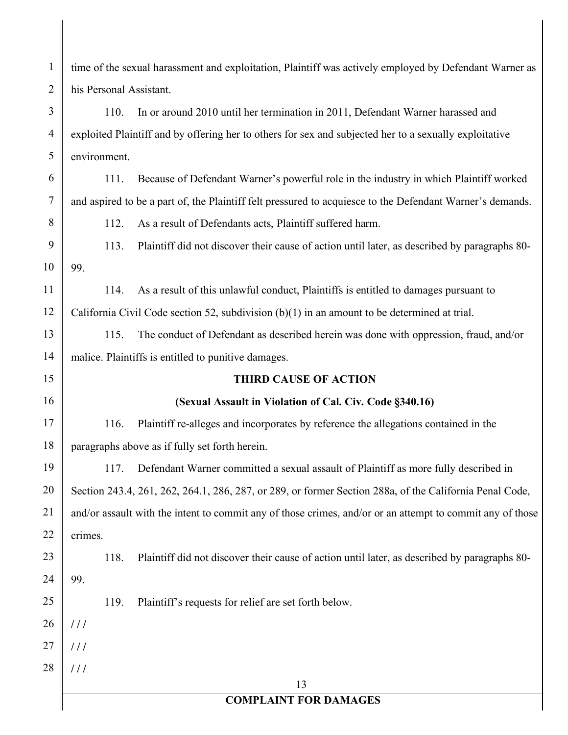time of the sexual harassment and exploitation, Plaintiff was actively employed by Defendant Warner as his Personal Assistant.

110. In or around 2010 until her termination in 2011, Defendant Warner harassed and exploited Plaintiff and by offering her to others for sex and subjected her to a sexually exploitative environment.

111. Because of Defendant Warner's powerful role in the industry in which Plaintiff worked and aspired to be a part of, the Plaintiff felt pressured to acquiesce to the Defendant Warner's demands.

112. As a result of Defendants acts, Plaintiff suffered harm.

113. Plaintiff did not discover their cause of action until later, as described by paragraphs 80-99.

114. As a result of this unlawful conduct, Plaintiffs is entitled to damages pursuant to California Civil Code section 52, subdivision (b)(1) in an amount to be determined at trial.

115. The conduct of Defendant as described herein was done with oppression, fraud, and/or malice. Plaintiffs is entitled to punitive damages.

**THIRD CAUSE OF ACTION**

**(Sexual Assault in Violation of Cal. Civ. Code §340.16)**

116. Plaintiff re-alleges and incorporates by reference the allegations contained in the paragraphs above as if fully set forth herein.

117. Defendant Warner committed a sexual assault of Plaintiff as more fully described in Section 243.4, 261, 262, 264.1, 286, 287, or 289, or former Section 288a, of the California Penal Code, and/or assault with the intent to commit any of those crimes, and/or or an attempt to commit any of those crimes.

118. Plaintiff did not discover their cause of action until later, as described by paragraphs 80-99.

119. Plaintiff's requests for relief are set forth below.

/ / /

/ / /

/ / /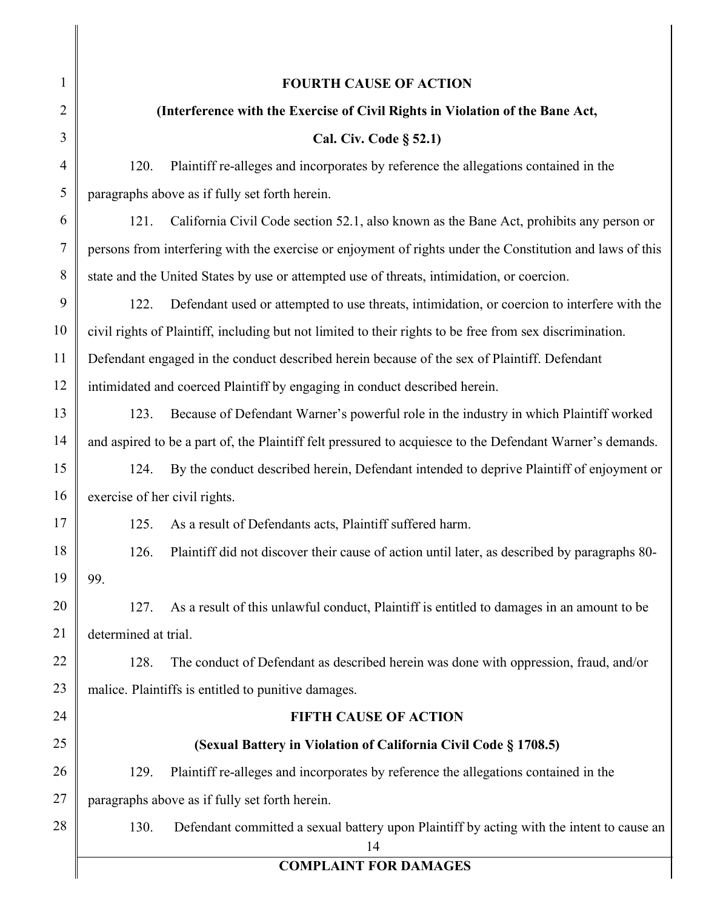**FOURTH CAUSE OF ACTION**

**(Interference with the Exercise of Civil Rights in Violation of the Bane Act,**

**Cal. Civ. Code § 52.1)**

120. Plaintiff re-alleges and incorporates by reference the allegations contained in the paragraphs above as if fully set forth herein.

121. California Civil Code section 52.1, also known as the Bane Act, prohibits any person or persons from interfering with the exercise or enjoyment of rights under the Constitution and laws of this state and the United States by use or attempted use of threats, intimidation, or coercion.

122. Defendant used or attempted to use threats, intimidation, or coercion to interfere with the civil rights of Plaintiff, including but not limited to their rights to be free from sex discrimination. Defendant engaged in the conduct described herein because of the sex of Plaintiff. Defendant intimidated and coerced Plaintiff by engaging in conduct described herein.

123. Because of Defendant Warner's powerful role in the industry in which Plaintiff worked and aspired to be a part of, the Plaintiff felt pressured to acquiesce to the Defendant Warner's demands.

124. By the conduct described herein, Defendant intended to deprive Plaintiff of enjoyment or exercise of her civil rights.

125. As a result of Defendants acts, Plaintiff suffered harm.

126. Plaintiff did not discover their cause of action until later, as described by paragraphs 80-99.

127. As a result of this unlawful conduct, Plaintiff is entitled to damages in an amount to be determined at trial.

128. The conduct of Defendant as described herein was done with oppression, fraud, and/or malice. Plaintiffs is entitled to punitive damages.

**FIFTH CAUSE OF ACTION**

**(Sexual Battery in Violation of California Civil Code § 1708.5)**

129. Plaintiff re-alleges and incorporates by reference the allegations contained in the paragraphs above as if fully set forth herein.

130. Defendant committed a sexual battery upon Plaintiff by acting with the intent to cause an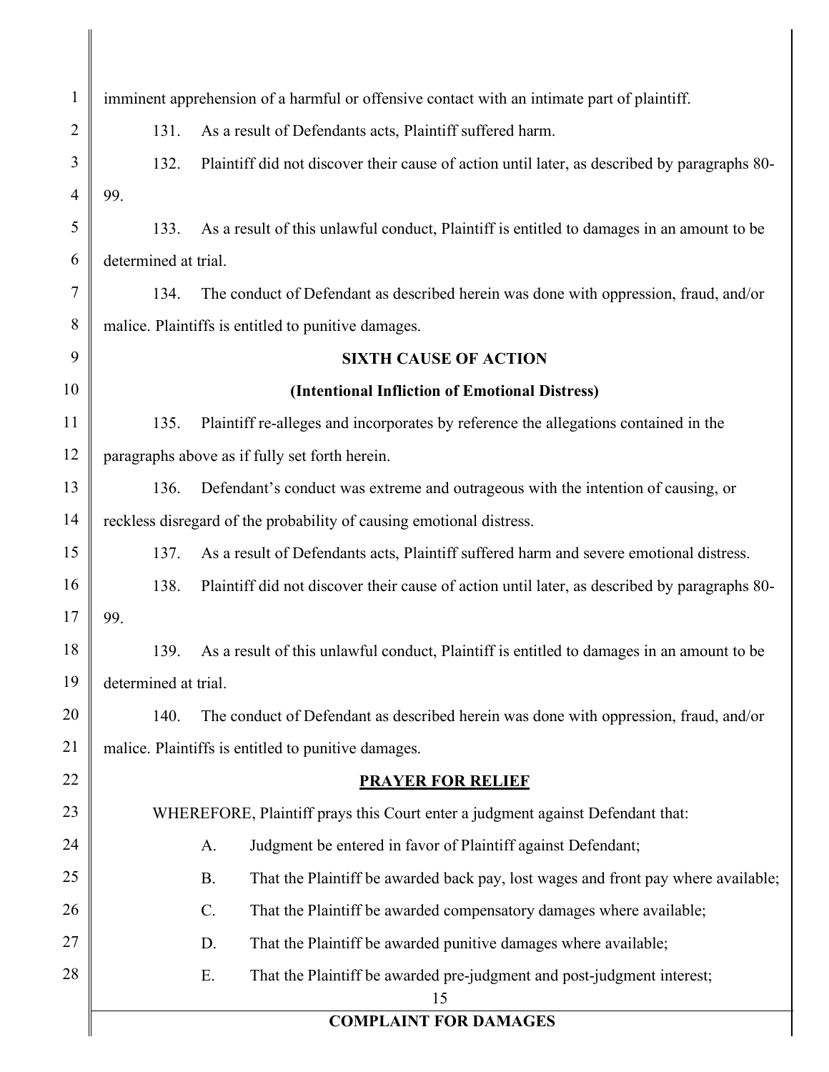imminent apprehension of a harmful or offensive contact with an intimate part of plaintiff.

131. As a result of Defendants acts, Plaintiff suffered harm.

132. Plaintiff did not discover their cause of action until later, as described by paragraphs 80-99.

133. As a result of this unlawful conduct, Plaintiff is entitled to damages in an amount to be determined at trial.

134. The conduct of Defendant as described herein was done with oppression, fraud, and/or malice. Plaintiffs is entitled to punitive damages.

**SIXTH CAUSE OF ACTION**

**(Intentional Infliction of Emotional Distress)**

135. Plaintiff re-alleges and incorporates by reference the allegations contained in the paragraphs above as if fully set forth herein.

136. Defendant's conduct was extreme and outrageous with the intention of causing, or reckless disregard of the probability of causing emotional distress.

137. As a result of Defendants acts, Plaintiff suffered harm and severe emotional distress.

138. Plaintiff did not discover their cause of action until later, as described by paragraphs 80-99.

139. As a result of this unlawful conduct, Plaintiff is entitled to damages in an amount to be determined at trial.

140. The conduct of Defendant as described herein was done with oppression, fraud, and/or malice. Plaintiffs is entitled to punitive damages.

**PRAYER FOR RELIEF**

WHEREFORE, Plaintiff prays this Court enter a judgment against Defendant that:

A. Judgment be entered in favor of Plaintiff against Defendant;

B. That the Plaintiff be awarded back pay, lost wages and front pay where available;

C. That the Plaintiff be awarded compensatory damages where available;

D. That the Plaintiff be awarded punitive damages where available;

E. That the Plaintiff be awarded pre-judgment and post-judgment interest;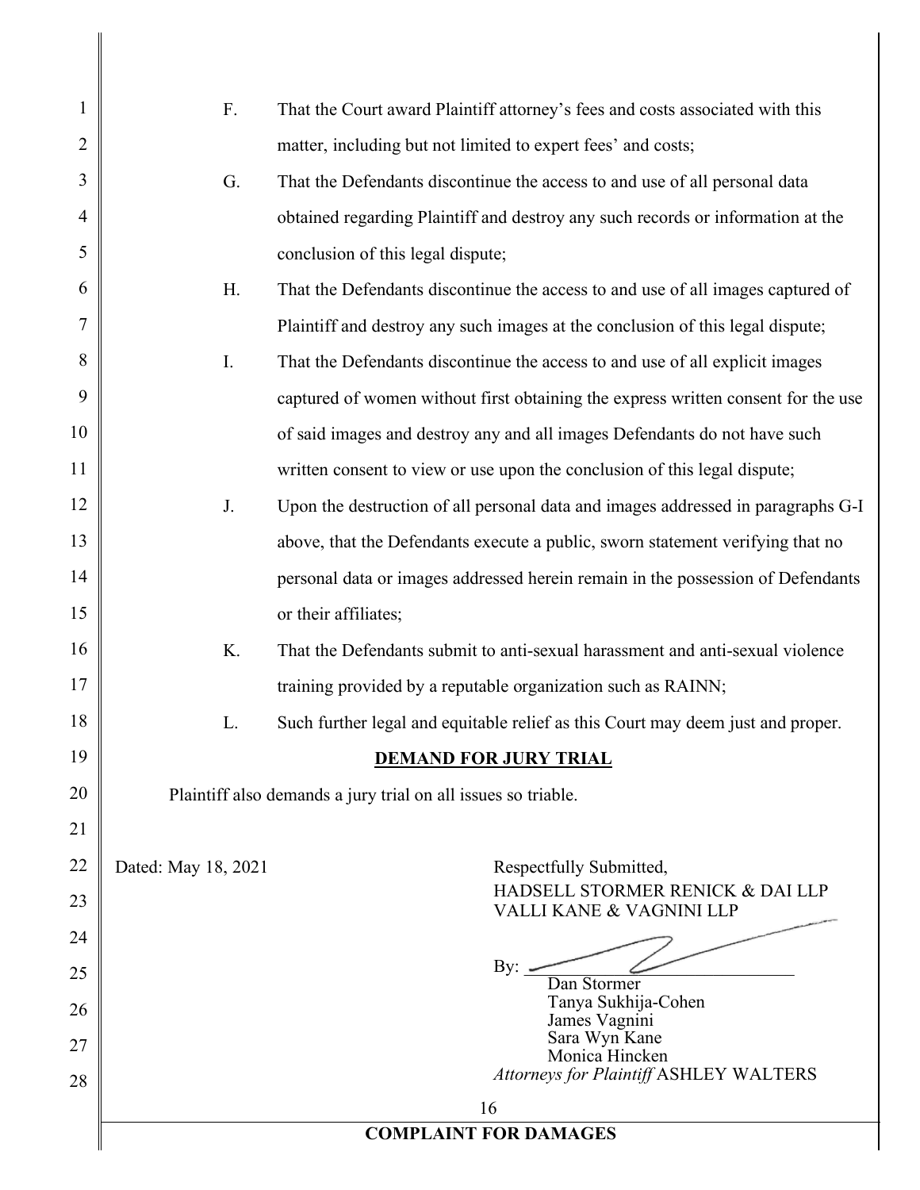F. That the Court award Plaintiff attorney's fees and costs associated with this matter, including but not limited to expert fees' and costs;

G. That the Defendants discontinue the access to and use of all personal data obtained regarding Plaintiff and destroy any such records or information at the conclusion of this legal dispute;

H. That the Defendants discontinue the access to and use of all images captured of Plaintiff and destroy any such images at the conclusion of this legal dispute;

I. That the Defendants discontinue the access to and use of all explicit images captured of women without first obtaining the express written consent for the use of said images and destroy any and all images Defendants do not have such written consent to view or use upon the conclusion of this legal dispute;

J. Upon the destruction of all personal data and images addressed in paragraphs G-I above, that the Defendants execute a public, sworn statement verifying that no personal data or images addressed herein remain in the possession of Defendants or their affiliates;

K. That the Defendants submit to anti-sexual harassment and anti-sexual violence training provided by a reputable organization such as RAINN;

L. Such further legal and equitable relief as this Court may deem just and proper.

## DEMAND FOR JURY TRIAL

Plaintiff also demands a jury trial on all issues so triable.

Dated: May 18, 2021

Respectfully Submitted,
HADSELL STORMER RENICK & DAI LLP
VALLI KANE & VAGNINI LLP

By: ______________________
Dan Stormer
Tanya Sukhija-Cohen
James Vagnini
Sara Wyn Kane
Monica Hincken
*Attorneys for Plaintiff* ASHLEY WALTERS

**COMPLAINT FOR DAMAGES**